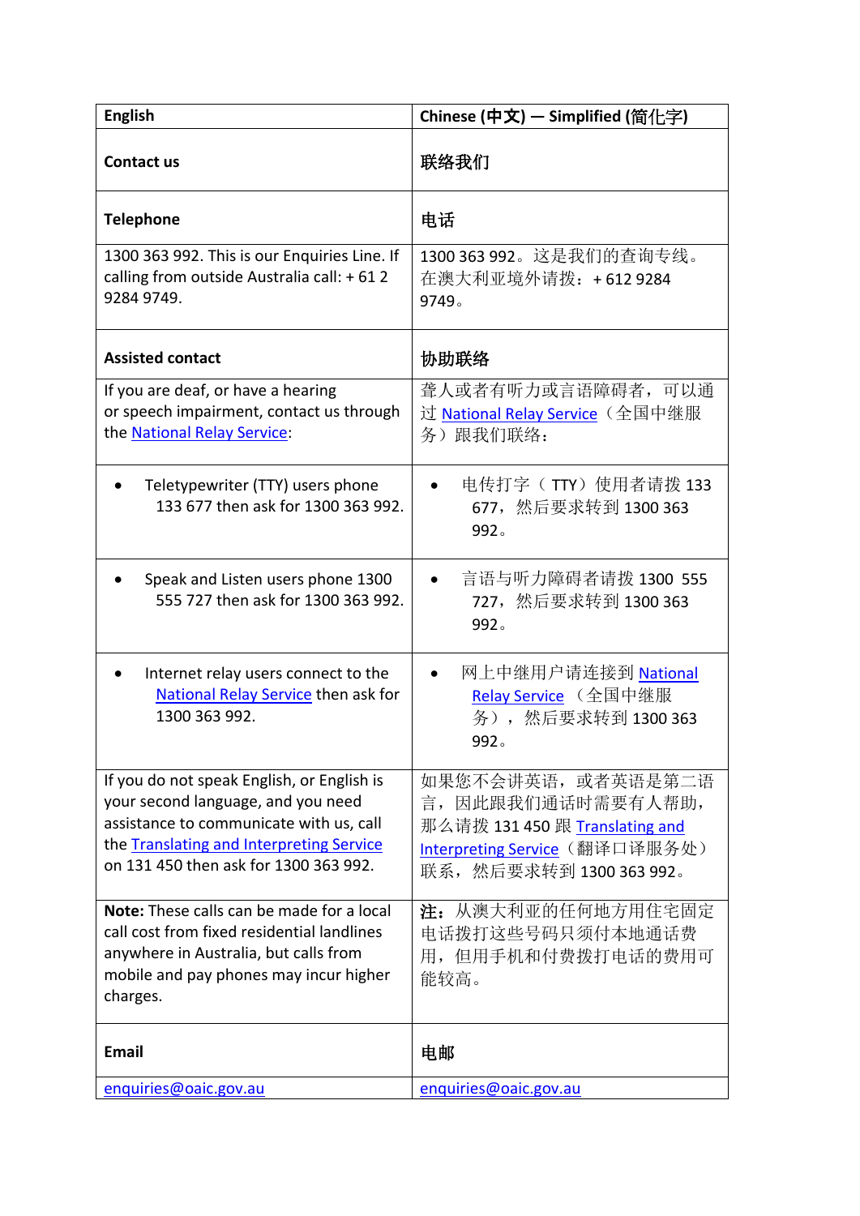| English | Chinese (中文) — Simplified (简化字) |
| --- | --- |
| **Contact us** | **联络我们** |
| **Telephone** | **电话** |
| 1300 363 992. This is our Enquiries Line. If calling from outside Australia call: + 61 2 9284 9749. | 1300 363 992。这是我们的查询专线。在澳大利亚境外请拨：+ 612 9284 9749。 |
| **Assisted contact** | **协助联络** |
| If you are deaf, or have a hearing or speech impairment, contact us through the National Relay Service: | 聋人或者有听力或言语障碍者，可以通过 National Relay Service（全国中继服务）跟我们联络： |
| • Teletypewriter (TTY) users phone 133 677 then ask for 1300 363 992. | • 电传打字（ TTY）使用者请拨 133 677，然后要求转到 1300 363 992。 |
| • Speak and Listen users phone 1300 555 727 then ask for 1300 363 992. | • 言语与听力障碍者请拨 1300 555 727，然后要求转到 1300 363 992。 |
| • Internet relay users connect to the National Relay Service then ask for 1300 363 992. | • 网上中继用户请连接到 National Relay Service （全国中继服务），然后要求转到 1300 363 992。 |
| If you do not speak English, or English is your second language, and you need assistance to communicate with us, call the Translating and Interpreting Service on 131 450 then ask for 1300 363 992. | 如果您不会讲英语，或者英语是第二语言，因此跟我们通话时需要有人帮助，那么请拨 131 450 跟 Translating and Interpreting Service（翻译口译服务处）联系，然后要求转到 1300 363 992。 |
| **Note:** These calls can be made for a local call cost from fixed residential landlines anywhere in Australia, but calls from mobile and pay phones may incur higher charges. | **注：**从澳大利亚的任何地方用住宅固定电话拨打这些号码只须付本地通话费用，但用手机和付费拨打电话的费用可能较高。 |
| **Email** | **电邮** |
| enquiries@oaic.gov.au | enquiries@oaic.gov.au |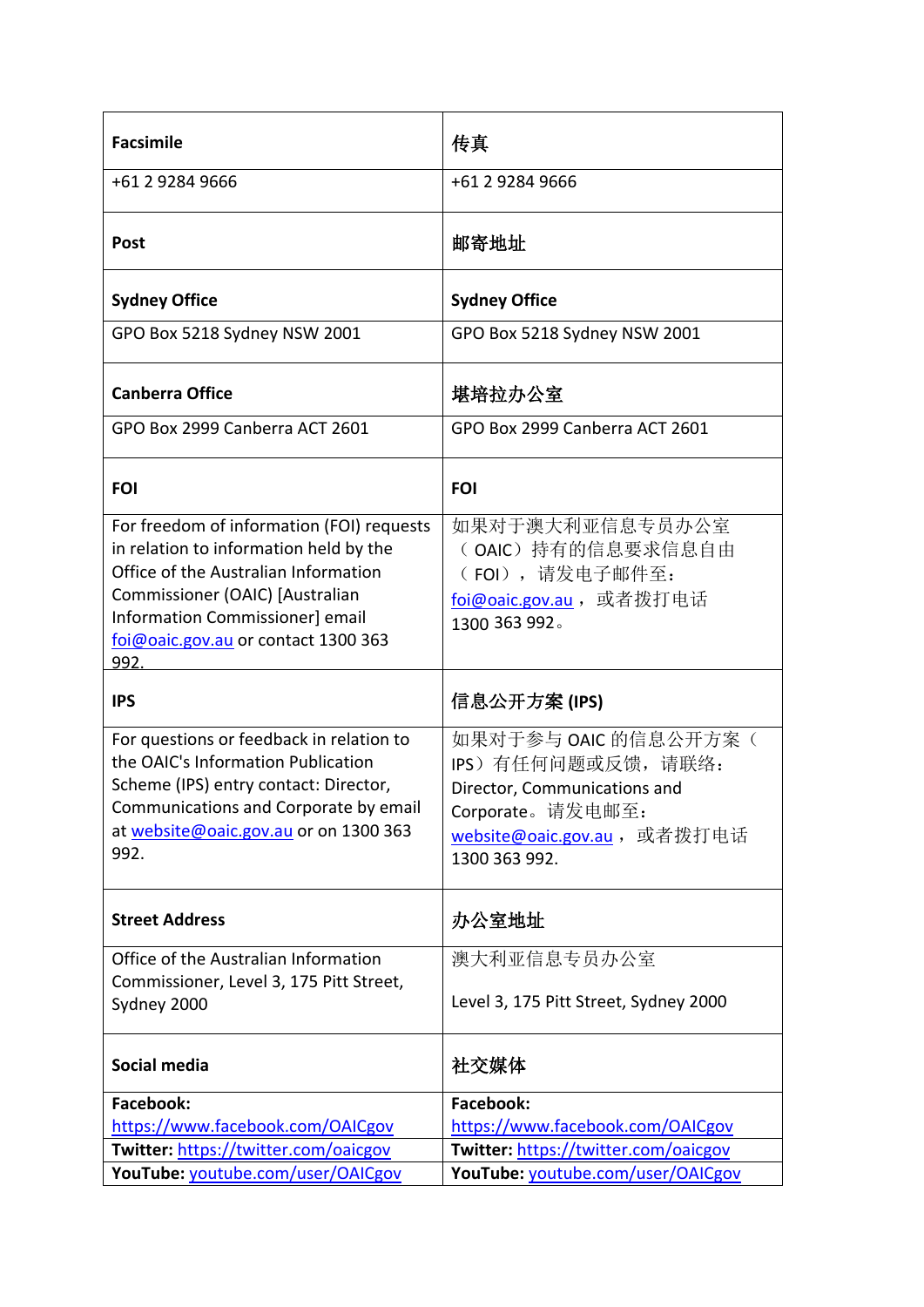| **Facsimile** | **传真** |
|---|---|
| +61 2 9284 9666 | +61 2 9284 9666 |
| **Post** | **邮寄地址** |
| **Sydney Office** | **Sydney Office** |
| GPO Box 5218 Sydney NSW 2001 | GPO Box 5218 Sydney NSW 2001 |
| **Canberra Office** | **堪培拉办公室** |
| GPO Box 2999 Canberra ACT 2601 | GPO Box 2999 Canberra ACT 2601 |
| **FOI** | **FOI** |
| For freedom of information (FOI) requests in relation to information held by the Office of the Australian Information Commissioner (OAIC) [Australian Information Commissioner] email foi@oaic.gov.au or contact 1300 363 992. | 如果对于澳大利亚信息专员办公室（OAIC）持有的信息要求信息自由（FOI），请发电子邮件至：foi@oaic.gov.au，或者拨打电话1300 363 992。 |
| **IPS** | **信息公开方案 (IPS)** |
| For questions or feedback in relation to the OAIC's Information Publication Scheme (IPS) entry contact: Director, Communications and Corporate by email at website@oaic.gov.au or on 1300 363 992. | 如果对于参与 OAIC 的信息公开方案（IPS）有任何问题或反馈，请联络：Director, Communications and Corporate。请发电邮至：website@oaic.gov.au，或者拨打电话1300 363 992. |
| **Street Address** | **办公室地址** |
| Office of the Australian Information Commissioner, Level 3, 175 Pitt Street, Sydney 2000 | 澳大利亚信息专员办公室<br><br>Level 3, 175 Pitt Street, Sydney 2000 |
| **Social media** | **社交媒体** |
| **Facebook:** https://www.facebook.com/OAICgov | **Facebook:** https://www.facebook.com/OAICgov |
| **Twitter:** https://twitter.com/oaicgov | **Twitter:** https://twitter.com/oaicgov |
| **YouTube:** youtube.com/user/OAICgov | **YouTube:** youtube.com/user/OAICgov |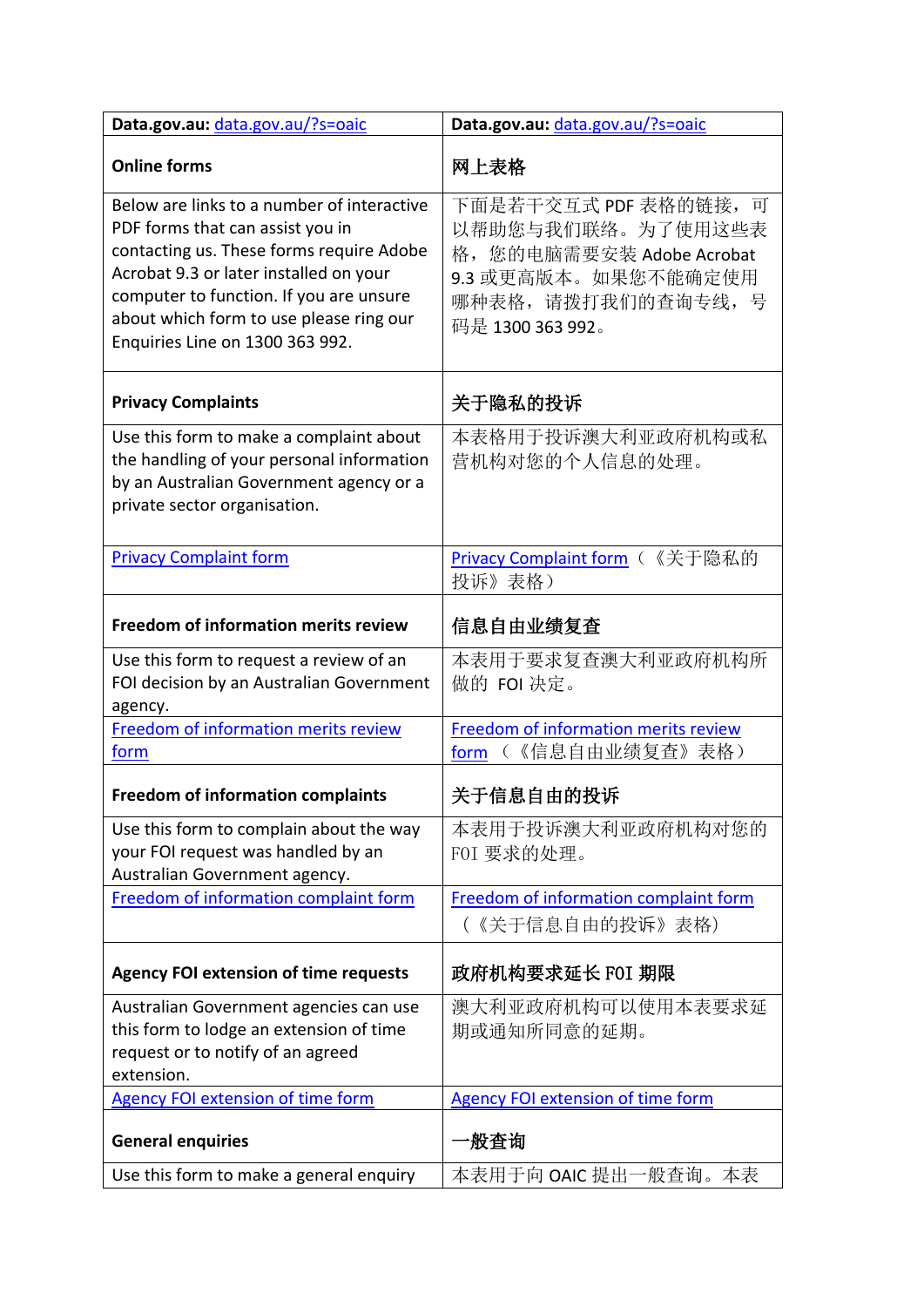| Data.gov.au: data.gov.au/?s=oaic | Data.gov.au: data.gov.au/?s=oaic |
|---|---|
| **Online forms** | **网上表格** |
| Below are links to a number of interactive PDF forms that can assist you in contacting us. These forms require Adobe Acrobat 9.3 or later installed on your computer to function. If you are unsure about which form to use please ring our Enquiries Line on 1300 363 992. | 下面是若干交互式 PDF 表格的链接，可以帮助您与我们联络。为了使用这些表格，您的电脑需要安装 Adobe Acrobat 9.3 或更高版本。如果您不能确定使用哪种表格，请拨打我们的查询专线，号码是 1300 363 992。 |
| **Privacy Complaints** | **关于隐私的投诉** |
| Use this form to make a complaint about the handling of your personal information by an Australian Government agency or a private sector organisation. | 本表格用于投诉澳大利亚政府机构或私营机构对您的个人信息的处理。 |
| Privacy Complaint form | Privacy Complaint form（《关于隐私的投诉》表格） |
| **Freedom of information merits review** | **信息自由业绩复查** |
| Use this form to request a review of an FOI decision by an Australian Government agency. | 本表用于要求复查澳大利亚政府机构所做的 FOI 决定。 |
| Freedom of information merits review form | Freedom of information merits review form（《信息自由业绩复查》表格） |
| **Freedom of information complaints** | **关于信息自由的投诉** |
| Use this form to complain about the way your FOI request was handled by an Australian Government agency. | 本表用于投诉澳大利亚政府机构对您的 FOI 要求的处理。 |
| Freedom of information complaint form | Freedom of information complaint form（《关于信息自由的投诉》表格） |
| **Agency FOI extension of time requests** | **政府机构要求延长 FOI 期限** |
| Australian Government agencies can use this form to lodge an extension of time request or to notify of an agreed extension. | 澳大利亚政府机构可以使用本表要求延期或通知所同意的延期。 |
| Agency FOI extension of time form | Agency FOI extension of time form |
| **General enquiries** | **一般查询** |
| Use this form to make a general enquiry | 本表用于向 OAIC 提出一般查询。本表 |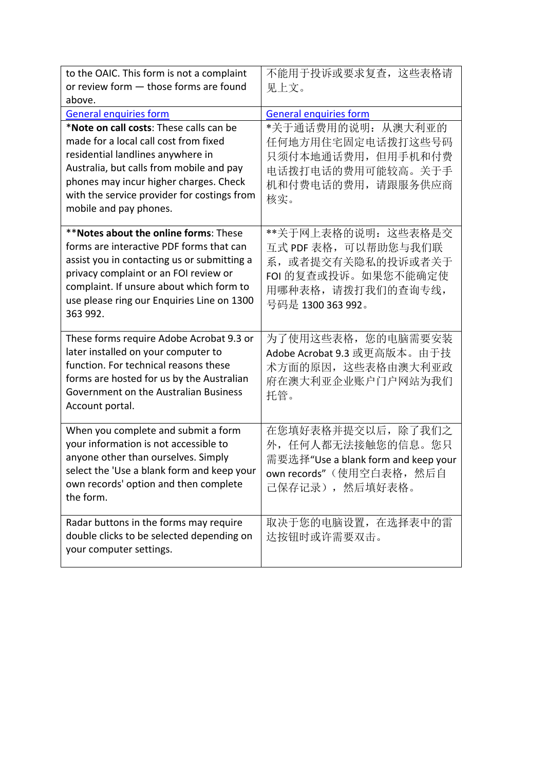| | |
|---|---|
| to the OAIC. This form is not a complaint or review form — those forms are found above. | 不能用于投诉或要求复查，这些表格请见上文。 |
| General enquiries form | General enquiries form |
| ***Note on call costs**: These calls can be made for a local call cost from fixed residential landlines anywhere in Australia, but calls from mobile and pay phones may incur higher charges. Check with the service provider for costings from mobile and pay phones. | *关于通话费用的说明：从澳大利亚的任何地方用住宅固定电话拨打这些号码只须付本地通话费用，但用手机和付费电话拨打电话的费用可能较高。关于手机和付费电话的费用，请跟服务供应商核实。 |
| ****Notes about the online forms**: These forms are interactive PDF forms that can assist you in contacting us or submitting a privacy complaint or an FOI review or complaint. If unsure about which form to use please ring our Enquiries Line on 1300 363 992. | **关于网上表格的说明：这些表格是交互式 PDF 表格，可以帮助您与我们联系，或者提交有关隐私的投诉或者关于 FOI 的复查或投诉。如果您不能确定使用哪种表格，请拨打我们的查询专线，号码是 1300 363 992。 |
| These forms require Adobe Acrobat 9.3 or later installed on your computer to function. For technical reasons these forms are hosted for us by the Australian Government on the Australian Business Account portal. | 为了使用这些表格，您的电脑需要安装 Adobe Acrobat 9.3 或更高版本。由于技术方面的原因，这些表格由澳大利亚政府在澳大利亚企业账户门户网站为我们托管。 |
| When you complete and submit a form your information is not accessible to anyone other than ourselves. Simply select the 'Use a blank form and keep your own records' option and then complete the form. | 在您填好表格并提交以后，除了我们之外，任何人都无法接触您的信息。您只需要选择"Use a blank form and keep your own records"（使用空白表格，然后自己保存记录），然后填好表格。 |
| Radar buttons in the forms may require double clicks to be selected depending on your computer settings. | 取决于您的电脑设置，在选择表中的雷达按钮时或许需要双击。 |